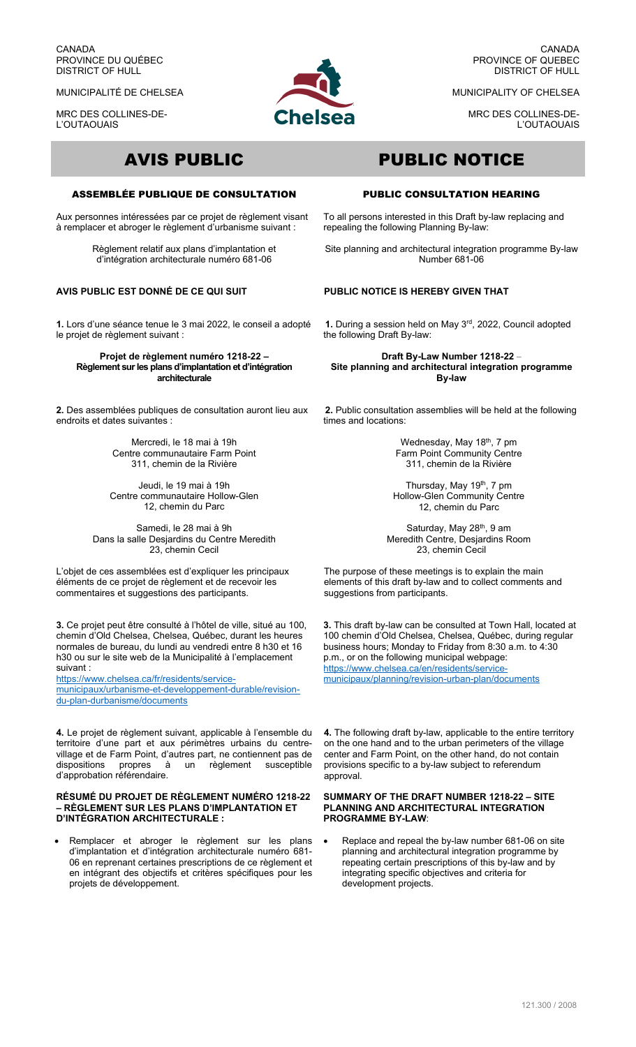CANADA
PROVINCE DU QUÉBEC
DISTRICT OF HULL

MUNICIPALITÉ DE CHELSEA

MRC DES COLLINES-DE-L'OUTAOUAIS

CANADA
PROVINCE OF QUEBEC
DISTRICT OF HULL

MUNICIPALITY OF CHELSEA

MRC DES COLLINES-DE-L'OUTAOUAIS

# AVIS PUBLIC

## ASSEMBLÉE PUBLIQUE DE CONSULTATION

Aux personnes intéressées par ce projet de règlement visant à remplacer et abroger le règlement d'urbanisme suivant :

Règlement relatif aux plans d'implantation et d'intégration architecturale numéro 681-06

**AVIS PUBLIC EST DONNÉ DE CE QUI SUIT**

**1.** Lors d'une séance tenue le 3 mai 2022, le conseil a adopté le projet de règlement suivant :

**Projet de règlement numéro 1218-22 – Règlement sur les plans d'implantation et d'intégration architecturale**

**2.** Des assemblées publiques de consultation auront lieu aux endroits et dates suivantes :

Mercredi, le 18 mai à 19h
Centre communautaire Farm Point
311, chemin de la Rivière

Jeudi, le 19 mai à 19h
Centre communautaire Hollow-Glen
12, chemin du Parc

Samedi, le 28 mai à 9h
Dans la salle Desjardins du Centre Meredith
23, chemin Cecil

L'objet de ces assemblées est d'expliquer les principaux éléments de ce projet de règlement et de recevoir les commentaires et suggestions des participants.

**3.** Ce projet peut être consulté à l'hôtel de ville, situé au 100, chemin d'Old Chelsea, Chelsea, Québec, durant les heures normales de bureau, du lundi au vendredi entre 8 h30 et 16 h30 ou sur le site web de la Municipalité à l'emplacement suivant :
https://www.chelsea.ca/fr/residents/service-municipaux/urbanisme-et-developpement-durable/revision-du-plan-durbanisme/documents

**4.** Le projet de règlement suivant, applicable à l'ensemble du territoire d'une part et aux périmètres urbains du centre-village et de Farm Point, d'autres part, ne contiennent pas de dispositions propres à un règlement susceptible d'approbation référendaire.

**RÉSUMÉ DU PROJET DE RÈGLEMENT NUMÉRO 1218-22 – RÈGLEMENT SUR LES PLANS D'IMPLANTATION ET D'INTÉGRATION ARCHITECTURALE :**

- Remplacer et abroger le règlement sur les plans d'implantation et d'intégration architecturale numéro 681-06 en reprenant certaines prescriptions de ce règlement et en intégrant des objectifs et critères spécifiques pour les projets de développement.

# PUBLIC NOTICE

## PUBLIC CONSULTATION HEARING

To all persons interested in this Draft by-law replacing and repealing the following Planning By-law:

Site planning and architectural integration programme By-law Number 681-06

**PUBLIC NOTICE IS HEREBY GIVEN THAT**

**1.** During a session held on May 3rd, 2022, Council adopted the following Draft By-law:

**Draft By-Law Number 1218-22 – Site planning and architectural integration programme By-law**

**2.** Public consultation assemblies will be held at the following times and locations:

Wednesday, May 18th, 7 pm
Farm Point Community Centre
311, chemin de la Rivière

Thursday, May 19th, 7 pm
Hollow-Glen Community Centre
12, chemin du Parc

Saturday, May 28th, 9 am
Meredith Centre, Desjardins Room
23, chemin Cecil

The purpose of these meetings is to explain the main elements of this draft by-law and to collect comments and suggestions from participants.

**3.** This draft by-law can be consulted at Town Hall, located at 100 chemin d'Old Chelsea, Chelsea, Québec, during regular business hours; Monday to Friday from 8:30 a.m. to 4:30 p.m., or on the following municipal webpage:
https://www.chelsea.ca/en/residents/service-municipaux/planning/revision-urban-plan/documents

**4.** The following draft by-law, applicable to the entire territory on the one hand and to the urban perimeters of the village center and Farm Point, on the other hand, do not contain provisions specific to a by-law subject to referendum approval.

**SUMMARY OF THE DRAFT NUMBER 1218-22 – SITE PLANNING AND ARCHITECTURAL INTEGRATION PROGRAMME BY-LAW**:

- Replace and repeal the by-law number 681-06 on site planning and architectural integration programme by repeating certain prescriptions of this by-law and by integrating specific objectives and criteria for development projects.

121.300 / 2008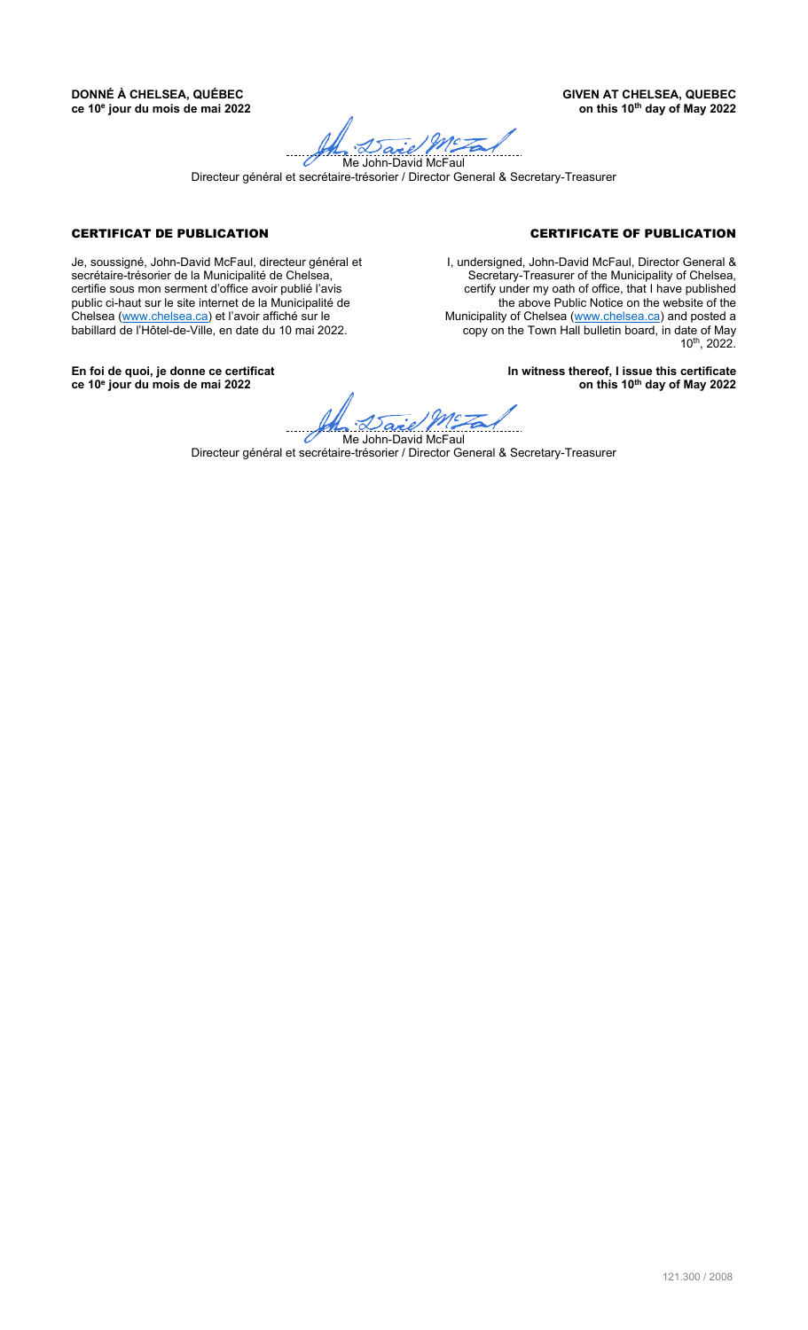**DONNÉ À CHELSEA, QUÉBEC**
**ce 10e jour du mois de mai 2022**

**GIVEN AT CHELSEA, QUEBEC**
**on this 10th day of May 2022**

Me John-David McFaul
Directeur général et secrétaire-trésorier / Director General & Secretary-Treasurer

## CERTIFICAT DE PUBLICATION

Je, soussigné, John-David McFaul, directeur général et secrétaire-trésorier de la Municipalité de Chelsea, certifie sous mon serment d'office avoir publié l'avis public ci-haut sur le site internet de la Municipalité de Chelsea (www.chelsea.ca) et l'avoir affiché sur le babillard de l'Hôtel-de-Ville, en date du 10 mai 2022.

**En foi de quoi, je donne ce certificat**
**ce 10e jour du mois de mai 2022**

## CERTIFICATE OF PUBLICATION

I, undersigned, John-David McFaul, Director General & Secretary-Treasurer of the Municipality of Chelsea, certify under my oath of office, that I have published the above Public Notice on the website of the Municipality of Chelsea (www.chelsea.ca) and posted a copy on the Town Hall bulletin board, in date of May 10th, 2022.

**In witness thereof, I issue this certificate**
**on this 10th day of May 2022**

Me John-David McFaul
Directeur général et secrétaire-trésorier / Director General & Secretary-Treasurer

121.300 / 2008